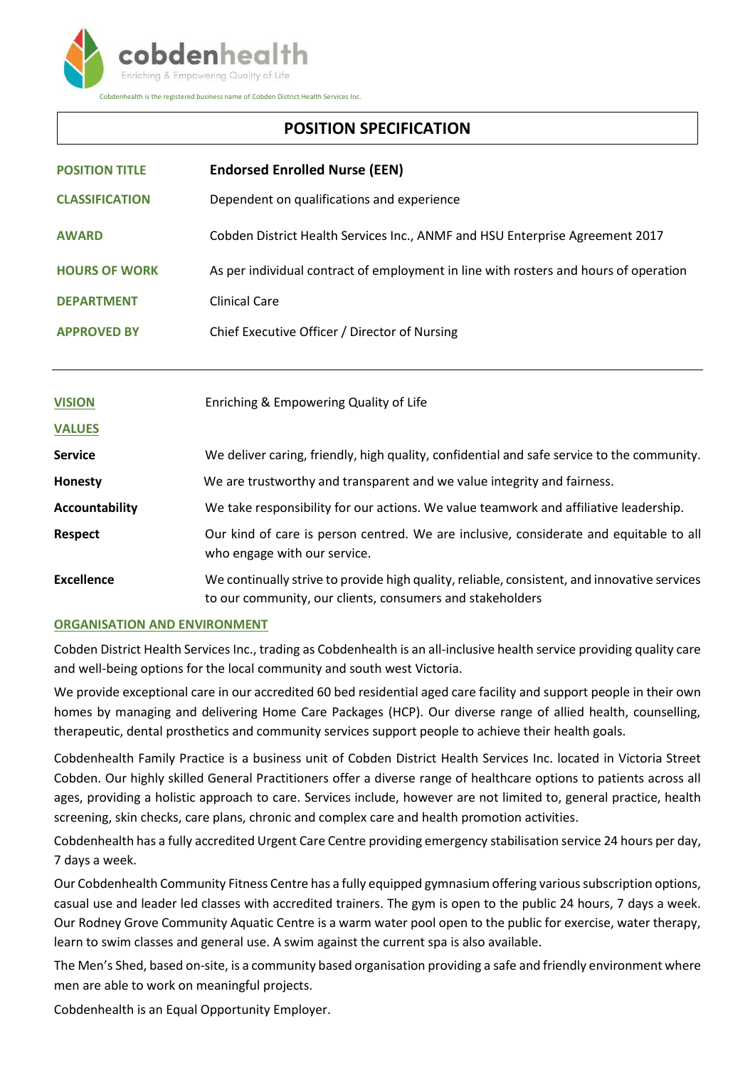cobdenhealth

Enriching & Empowering Quality of Life

Cobdenhealth is the registered business name of Cobden District Health Services Inc.

# POSITION SPECIFICATION

| | |
|---|---|
| **POSITION TITLE** | **Endorsed Enrolled Nurse (EEN)** |
| **CLASSIFICATION** | Dependent on qualifications and experience |
| **AWARD** | Cobden District Health Services Inc., ANMF and HSU Enterprise Agreement 2017 |
| **HOURS OF WORK** | As per individual contract of employment in line with rosters and hours of operation |
| **DEPARTMENT** | Clinical Care |
| **APPROVED BY** | Chief Executive Officer / Director of Nursing |

---

| | |
|---|---|
| **VISION** | Enriching & Empowering Quality of Life |
| **VALUES** | |
| **Service** | We deliver caring, friendly, high quality, confidential and safe service to the community. |
| **Honesty** | We are trustworthy and transparent and we value integrity and fairness. |
| **Accountability** | We take responsibility for our actions. We value teamwork and affiliative leadership. |
| **Respect** | Our kind of care is person centred. We are inclusive, considerate and equitable to all who engage with our service. |
| **Excellence** | We continually strive to provide high quality, reliable, consistent, and innovative services to our community, our clients, consumers and stakeholders |

## ORGANISATION AND ENVIRONMENT

Cobden District Health Services Inc., trading as Cobdenhealth is an all-inclusive health service providing quality care and well-being options for the local community and south west Victoria.

We provide exceptional care in our accredited 60 bed residential aged care facility and support people in their own homes by managing and delivering Home Care Packages (HCP). Our diverse range of allied health, counselling, therapeutic, dental prosthetics and community services support people to achieve their health goals.

Cobdenhealth Family Practice is a business unit of Cobden District Health Services Inc. located in Victoria Street Cobden. Our highly skilled General Practitioners offer a diverse range of healthcare options to patients across all ages, providing a holistic approach to care. Services include, however are not limited to, general practice, health screening, skin checks, care plans, chronic and complex care and health promotion activities.

Cobdenhealth has a fully accredited Urgent Care Centre providing emergency stabilisation service 24 hours per day, 7 days a week.

Our Cobdenhealth Community Fitness Centre has a fully equipped gymnasium offering various subscription options, casual use and leader led classes with accredited trainers. The gym is open to the public 24 hours, 7 days a week. Our Rodney Grove Community Aquatic Centre is a warm water pool open to the public for exercise, water therapy, learn to swim classes and general use. A swim against the current spa is also available.

The Men's Shed, based on-site, is a community based organisation providing a safe and friendly environment where men are able to work on meaningful projects.

Cobdenhealth is an Equal Opportunity Employer.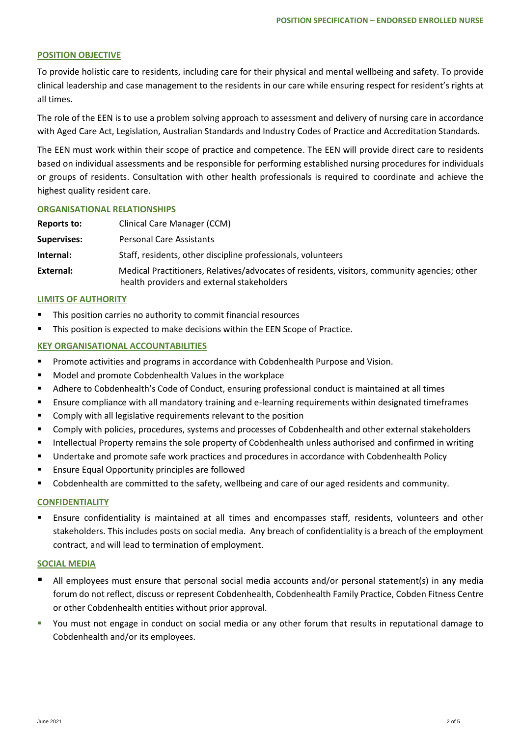## POSITION OBJECTIVE

To provide holistic care to residents, including care for their physical and mental wellbeing and safety. To provide clinical leadership and case management to the residents in our care while ensuring respect for resident's rights at all times.

The role of the EEN is to use a problem solving approach to assessment and delivery of nursing care in accordance with Aged Care Act, Legislation, Australian Standards and Industry Codes of Practice and Accreditation Standards.

The EEN must work within their scope of practice and competence. The EEN will provide direct care to residents based on individual assessments and be responsible for performing established nursing procedures for individuals or groups of residents. Consultation with other health professionals is required to coordinate and achieve the highest quality resident care.

## ORGANISATIONAL RELATIONSHIPS

| | |
|---|---|
| **Reports to:** | Clinical Care Manager (CCM) |
| **Supervises:** | Personal Care Assistants |
| **Internal:** | Staff, residents, other discipline professionals, volunteers |
| **External:** | Medical Practitioners, Relatives/advocates of residents, visitors, community agencies; other health providers and external stakeholders |

## LIMITS OF AUTHORITY

- This position carries no authority to commit financial resources
- This position is expected to make decisions within the EEN Scope of Practice.

## KEY ORGANISATIONAL ACCOUNTABILITIES

- Promote activities and programs in accordance with Cobdenhealth Purpose and Vision.
- Model and promote Cobdenhealth Values in the workplace
- Adhere to Cobdenhealth's Code of Conduct, ensuring professional conduct is maintained at all times
- Ensure compliance with all mandatory training and e-learning requirements within designated timeframes
- Comply with all legislative requirements relevant to the position
- Comply with policies, procedures, systems and processes of Cobdenhealth and other external stakeholders
- Intellectual Property remains the sole property of Cobdenhealth unless authorised and confirmed in writing
- Undertake and promote safe work practices and procedures in accordance with Cobdenhealth Policy
- Ensure Equal Opportunity principles are followed
- Cobdenhealth are committed to the safety, wellbeing and care of our aged residents and community.

## CONFIDENTIALITY

- Ensure confidentiality is maintained at all times and encompasses staff, residents, volunteers and other stakeholders. This includes posts on social media. Any breach of confidentiality is a breach of the employment contract, and will lead to termination of employment.

## SOCIAL MEDIA

- All employees must ensure that personal social media accounts and/or personal statement(s) in any media forum do not reflect, discuss or represent Cobdenhealth, Cobdenhealth Family Practice, Cobden Fitness Centre or other Cobdenhealth entities without prior approval.
- You must not engage in conduct on social media or any other forum that results in reputational damage to Cobdenhealth and/or its employees.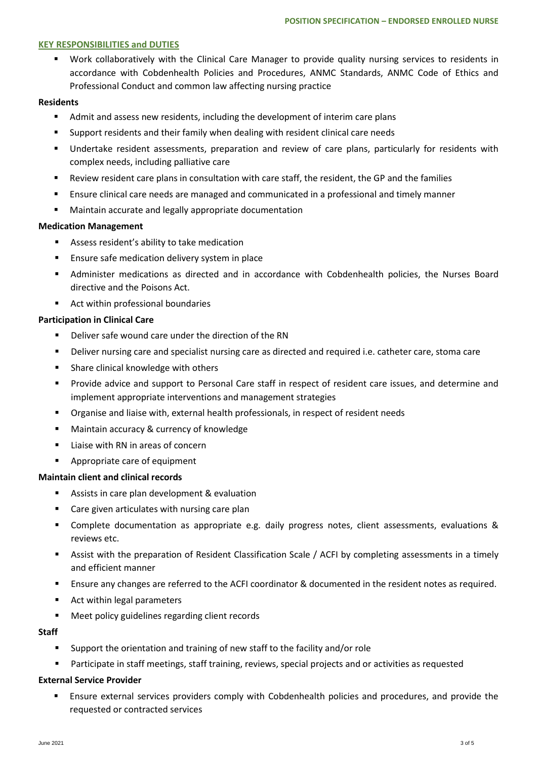## KEY RESPONSIBILITIES and DUTIES

- Work collaboratively with the Clinical Care Manager to provide quality nursing services to residents in accordance with Cobdenhealth Policies and Procedures, ANMC Standards, ANMC Code of Ethics and Professional Conduct and common law affecting nursing practice

### Residents

- Admit and assess new residents, including the development of interim care plans
- Support residents and their family when dealing with resident clinical care needs
- Undertake resident assessments, preparation and review of care plans, particularly for residents with complex needs, including palliative care
- Review resident care plans in consultation with care staff, the resident, the GP and the families
- Ensure clinical care needs are managed and communicated in a professional and timely manner
- Maintain accurate and legally appropriate documentation

### Medication Management

- Assess resident's ability to take medication
- Ensure safe medication delivery system in place
- Administer medications as directed and in accordance with Cobdenhealth policies, the Nurses Board directive and the Poisons Act.
- Act within professional boundaries

### Participation in Clinical Care

- Deliver safe wound care under the direction of the RN
- Deliver nursing care and specialist nursing care as directed and required i.e. catheter care, stoma care
- Share clinical knowledge with others
- Provide advice and support to Personal Care staff in respect of resident care issues, and determine and implement appropriate interventions and management strategies
- Organise and liaise with, external health professionals, in respect of resident needs
- Maintain accuracy & currency of knowledge
- Liaise with RN in areas of concern
- Appropriate care of equipment

### Maintain client and clinical records

- Assists in care plan development & evaluation
- Care given articulates with nursing care plan
- Complete documentation as appropriate e.g. daily progress notes, client assessments, evaluations & reviews etc.
- Assist with the preparation of Resident Classification Scale / ACFI by completing assessments in a timely and efficient manner
- Ensure any changes are referred to the ACFI coordinator & documented in the resident notes as required.
- Act within legal parameters
- Meet policy guidelines regarding client records

### Staff

- Support the orientation and training of new staff to the facility and/or role
- Participate in staff meetings, staff training, reviews, special projects and or activities as requested

### External Service Provider

- Ensure external services providers comply with Cobdenhealth policies and procedures, and provide the requested or contracted services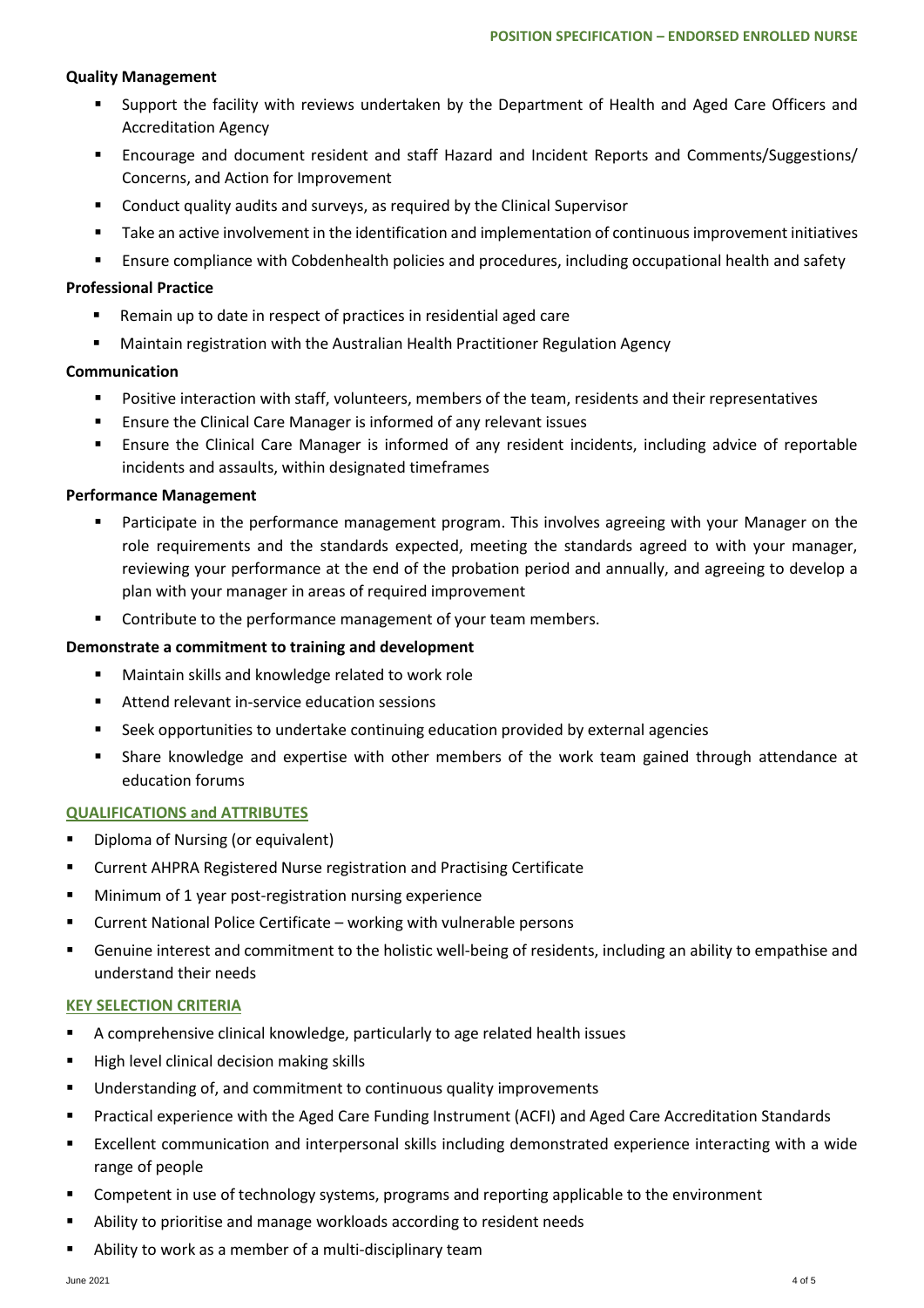**Quality Management**

- Support the facility with reviews undertaken by the Department of Health and Aged Care Officers and Accreditation Agency
- Encourage and document resident and staff Hazard and Incident Reports and Comments/Suggestions/ Concerns, and Action for Improvement
- Conduct quality audits and surveys, as required by the Clinical Supervisor
- Take an active involvement in the identification and implementation of continuous improvement initiatives
- Ensure compliance with Cobdenhealth policies and procedures, including occupational health and safety

**Professional Practice**

- Remain up to date in respect of practices in residential aged care
- Maintain registration with the Australian Health Practitioner Regulation Agency

**Communication**

- Positive interaction with staff, volunteers, members of the team, residents and their representatives
- Ensure the Clinical Care Manager is informed of any relevant issues
- Ensure the Clinical Care Manager is informed of any resident incidents, including advice of reportable incidents and assaults, within designated timeframes

**Performance Management**

- Participate in the performance management program. This involves agreeing with your Manager on the role requirements and the standards expected, meeting the standards agreed to with your manager, reviewing your performance at the end of the probation period and annually, and agreeing to develop a plan with your manager in areas of required improvement
- Contribute to the performance management of your team members.

**Demonstrate a commitment to training and development**

- Maintain skills and knowledge related to work role
- Attend relevant in-service education sessions
- Seek opportunities to undertake continuing education provided by external agencies
- Share knowledge and expertise with other members of the work team gained through attendance at education forums

## QUALIFICATIONS and ATTRIBUTES

- Diploma of Nursing (or equivalent)
- Current AHPRA Registered Nurse registration and Practising Certificate
- Minimum of 1 year post-registration nursing experience
- Current National Police Certificate – working with vulnerable persons
- Genuine interest and commitment to the holistic well-being of residents, including an ability to empathise and understand their needs

## KEY SELECTION CRITERIA

- A comprehensive clinical knowledge, particularly to age related health issues
- High level clinical decision making skills
- Understanding of, and commitment to continuous quality improvements
- Practical experience with the Aged Care Funding Instrument (ACFI) and Aged Care Accreditation Standards
- Excellent communication and interpersonal skills including demonstrated experience interacting with a wide range of people
- Competent in use of technology systems, programs and reporting applicable to the environment
- Ability to prioritise and manage workloads according to resident needs
- Ability to work as a member of a multi-disciplinary team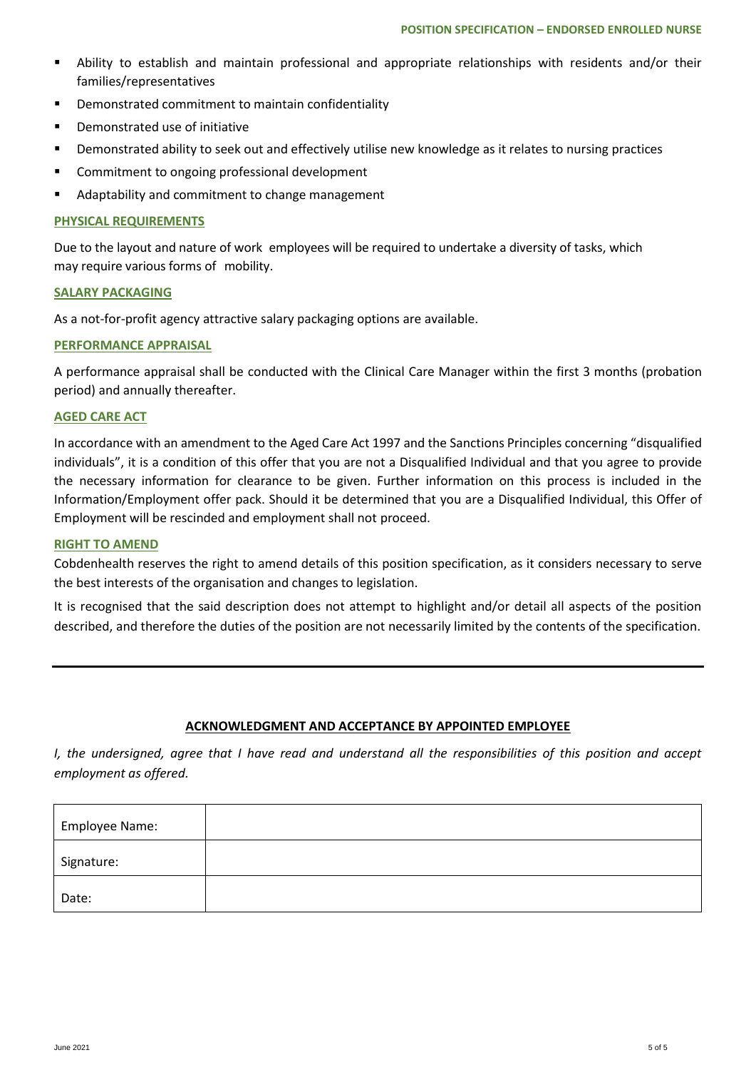- Ability to establish and maintain professional and appropriate relationships with residents and/or their families/representatives
- Demonstrated commitment to maintain confidentiality
- Demonstrated use of initiative
- Demonstrated ability to seek out and effectively utilise new knowledge as it relates to nursing practices
- Commitment to ongoing professional development
- Adaptability and commitment to change management

## PHYSICAL REQUIREMENTS

Due to the layout and nature of work employees will be required to undertake a diversity of tasks, which may require various forms of mobility.

## SALARY PACKAGING

As a not-for-profit agency attractive salary packaging options are available.

## PERFORMANCE APPRAISAL

A performance appraisal shall be conducted with the Clinical Care Manager within the first 3 months (probation period) and annually thereafter.

## AGED CARE ACT

In accordance with an amendment to the Aged Care Act 1997 and the Sanctions Principles concerning "disqualified individuals", it is a condition of this offer that you are not a Disqualified Individual and that you agree to provide the necessary information for clearance to be given. Further information on this process is included in the Information/Employment offer pack. Should it be determined that you are a Disqualified Individual, this Offer of Employment will be rescinded and employment shall not proceed.

## RIGHT TO AMEND

Cobdenhealth reserves the right to amend details of this position specification, as it considers necessary to serve the best interests of the organisation and changes to legislation.

It is recognised that the said description does not attempt to highlight and/or detail all aspects of the position described, and therefore the duties of the position are not necessarily limited by the contents of the specification.

---

## ACKNOWLEDGMENT AND ACCEPTANCE BY APPOINTED EMPLOYEE

*I, the undersigned, agree that I have read and understand all the responsibilities of this position and accept employment as offered.*

| | |
|---|---|
| Employee Name: | |
| Signature: | |
| Date: | |

June 2021